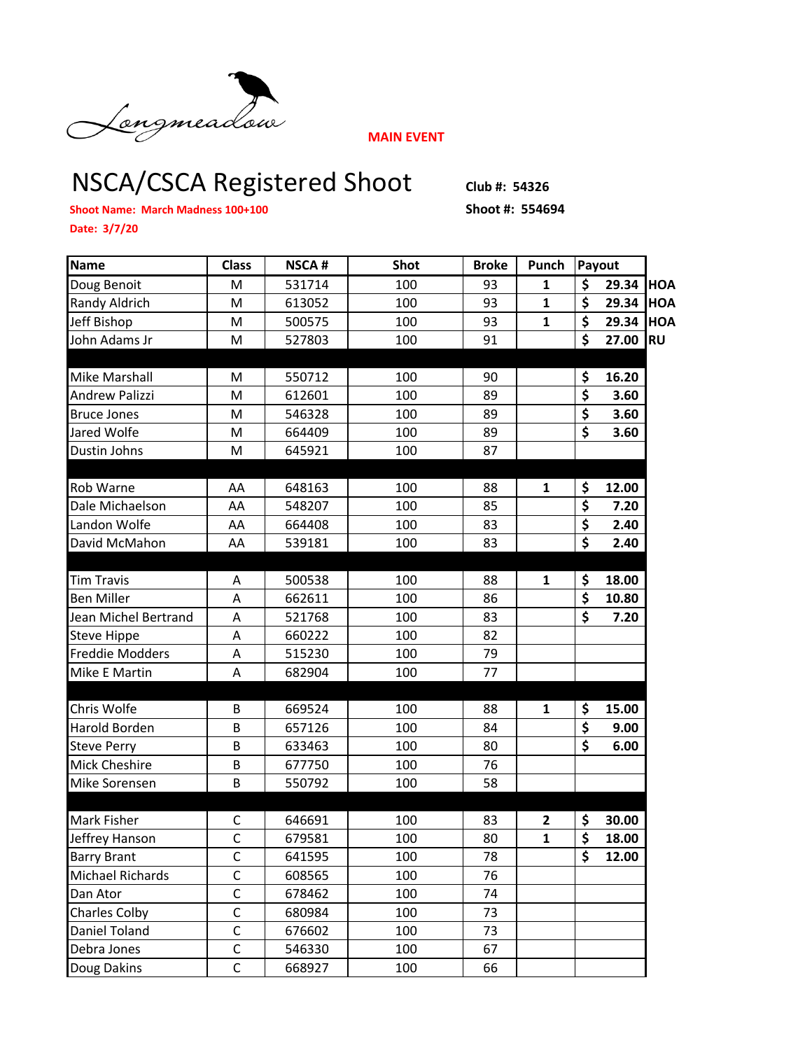Longmeadow

MAIN EVENT

# NSCA/CSCA Registered Shoot

**Club #: 54326**

**Shoot #: 554694**

**Shoot Name: March Madness 100+100**

**Date: 3/7/20**

| Name | Class | NSCA # | Shot | Broke | Punch | Payout | |
|---|---|---|---|---|---|---|---|
| Doug Benoit | M | 531714 | 100 | 93 | 1 | $ 29.34 | HOA |
| Randy Aldrich | M | 613052 | 100 | 93 | 1 | $ 29.34 | HOA |
| Jeff Bishop | M | 500575 | 100 | 93 | 1 | $ 29.34 | HOA |
| John Adams Jr | M | 527803 | 100 | 91 | | $ 27.00 | RU |
| | | | | | | | |
| Mike Marshall | M | 550712 | 100 | 90 | | $ 16.20 | |
| Andrew Palizzi | M | 612601 | 100 | 89 | | $ 3.60 | |
| Bruce Jones | M | 546328 | 100 | 89 | | $ 3.60 | |
| Jared Wolfe | M | 664409 | 100 | 89 | | $ 3.60 | |
| Dustin Johns | M | 645921 | 100 | 87 | | | |
| | | | | | | | |
| Rob Warne | AA | 648163 | 100 | 88 | 1 | $ 12.00 | |
| Dale Michaelson | AA | 548207 | 100 | 85 | | $ 7.20 | |
| Landon Wolfe | AA | 664408 | 100 | 83 | | $ 2.40 | |
| David McMahon | AA | 539181 | 100 | 83 | | $ 2.40 | |
| | | | | | | | |
| Tim Travis | A | 500538 | 100 | 88 | 1 | $ 18.00 | |
| Ben Miller | A | 662611 | 100 | 86 | | $ 10.80 | |
| Jean Michel Bertrand | A | 521768 | 100 | 83 | | $ 7.20 | |
| Steve Hippe | A | 660222 | 100 | 82 | | | |
| Freddie Modders | A | 515230 | 100 | 79 | | | |
| Mike E Martin | A | 682904 | 100 | 77 | | | |
| | | | | | | | |
| Chris Wolfe | B | 669524 | 100 | 88 | 1 | $ 15.00 | |
| Harold Borden | B | 657126 | 100 | 84 | | $ 9.00 | |
| Steve Perry | B | 633463 | 100 | 80 | | $ 6.00 | |
| Mick Cheshire | B | 677750 | 100 | 76 | | | |
| Mike Sorensen | B | 550792 | 100 | 58 | | | |
| | | | | | | | |
| Mark Fisher | C | 646691 | 100 | 83 | 2 | $ 30.00 | |
| Jeffrey Hanson | C | 679581 | 100 | 80 | 1 | $ 18.00 | |
| Barry Brant | C | 641595 | 100 | 78 | | $ 12.00 | |
| Michael Richards | C | 608565 | 100 | 76 | | | |
| Dan Ator | C | 678462 | 100 | 74 | | | |
| Charles Colby | C | 680984 | 100 | 73 | | | |
| Daniel Toland | C | 676602 | 100 | 73 | | | |
| Debra Jones | C | 546330 | 100 | 67 | | | |
| Doug Dakins | C | 668927 | 100 | 66 | | | |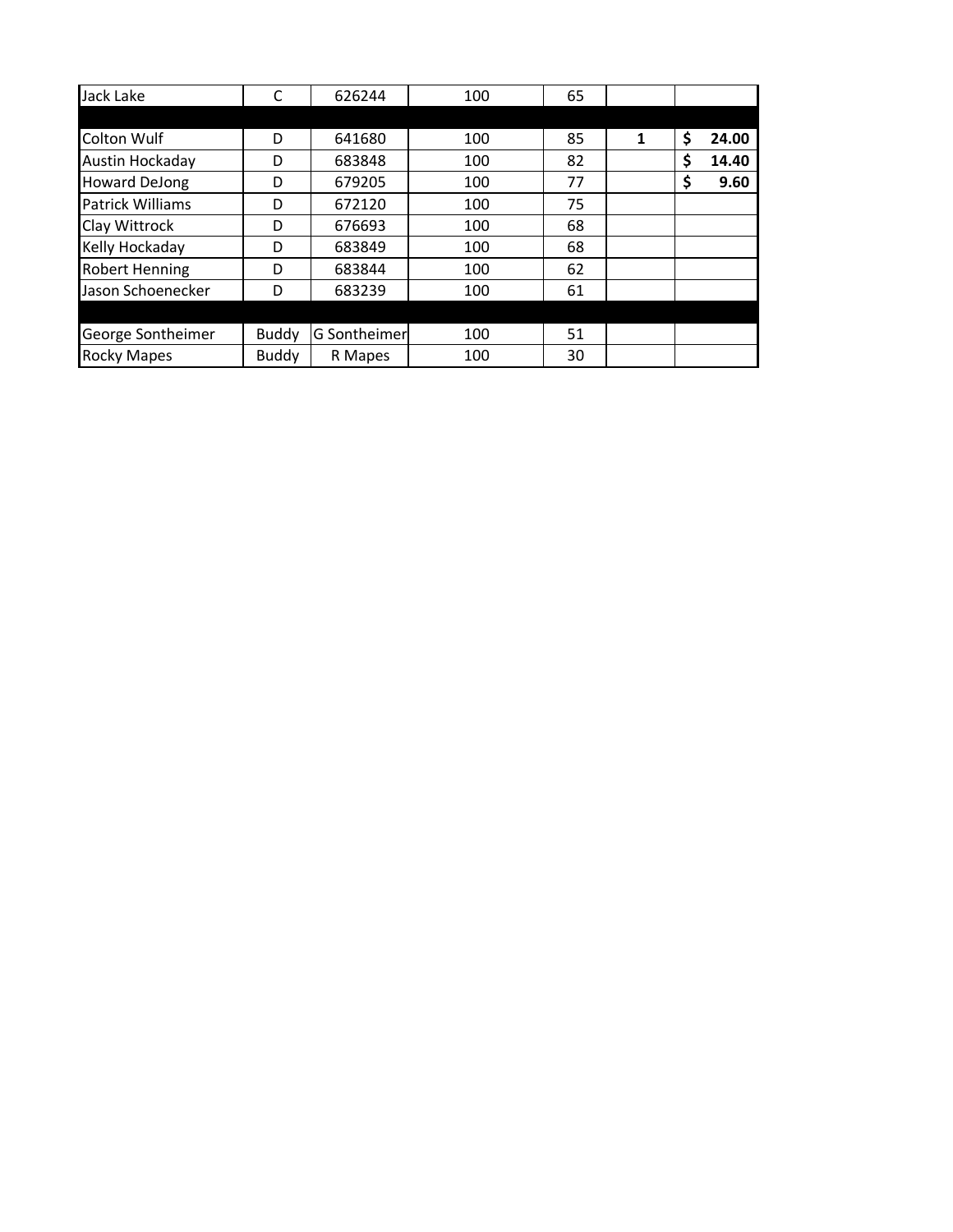| | | | | | | |
|---|---|---|---|---|---|---|
| Jack Lake | C | 626244 | 100 | 65 | | |
| | | | | | | |
| Colton Wulf | D | 641680 | 100 | 85 | **1** | **$ 24.00** |
| Austin Hockaday | D | 683848 | 100 | 82 | | **$ 14.40** |
| Howard DeJong | D | 679205 | 100 | 77 | | **$ 9.60** |
| Patrick Williams | D | 672120 | 100 | 75 | | |
| Clay Wittrock | D | 676693 | 100 | 68 | | |
| Kelly Hockaday | D | 683849 | 100 | 68 | | |
| Robert Henning | D | 683844 | 100 | 62 | | |
| Jason Schoenecker | D | 683239 | 100 | 61 | | |
| | | | | | | |
| George Sontheimer | Buddy | G Sontheimer | 100 | 51 | | |
| Rocky Mapes | Buddy | R Mapes | 100 | 30 | | |